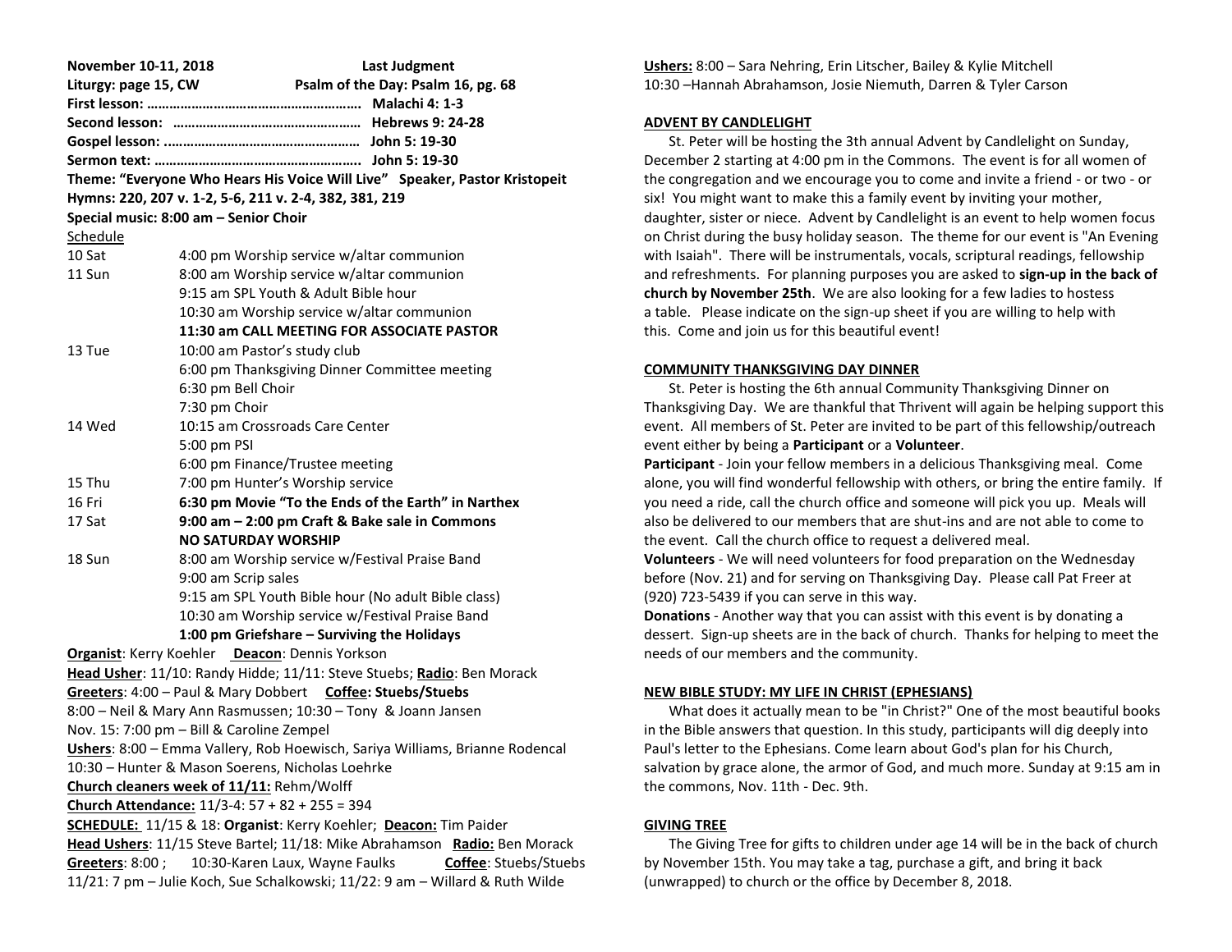**November 10-11, 2018** **Last Judgment**

**Liturgy: page 15, CW** **Psalm of the Day: Psalm 16, pg. 68**

**First lesson: ………………………………………………… Malachi 4: 1-3**

**Second lesson: …………………………………………… Hebrews 9: 24-28**

**Gospel lesson: ……………………………………………… John 5: 19-30**

**Sermon text: ………………………………………………… John 5: 19-30**

**Theme: "Everyone Who Hears His Voice Will Live" Speaker, Pastor Kristopeit**

**Hymns: 220, 207 v. 1-2, 5-6, 211 v. 2-4, 382, 381, 219**

**Special music: 8:00 am – Senior Choir**

Schedule

| | |
|---|---|
| 10 Sat | 4:00 pm Worship service w/altar communion |
| 11 Sun | 8:00 am Worship service w/altar communion |
| | 9:15 am SPL Youth & Adult Bible hour |
| | 10:30 am Worship service w/altar communion |
| | **11:30 am CALL MEETING FOR ASSOCIATE PASTOR** |
| 13 Tue | 10:00 am Pastor's study club |
| | 6:00 pm Thanksgiving Dinner Committee meeting |
| | 6:30 pm Bell Choir |
| | 7:30 pm Choir |
| 14 Wed | 10:15 am Crossroads Care Center |
| | 5:00 pm PSI |
| | 6:00 pm Finance/Trustee meeting |
| 15 Thu | 7:00 pm Hunter's Worship service |
| 16 Fri | **6:30 pm Movie "To the Ends of the Earth" in Narthex** |
| 17 Sat | **9:00 am – 2:00 pm Craft & Bake sale in Commons** |
| | **NO SATURDAY WORSHIP** |
| 18 Sun | 8:00 am Worship service w/Festival Praise Band |
| | 9:00 am Scrip sales |
| | 9:15 am SPL Youth Bible hour (No adult Bible class) |
| | 10:30 am Worship service w/Festival Praise Band |
| | **1:00 pm Griefshare – Surviving the Holidays** |

**Organist**: Kerry Koehler **Deacon**: Dennis Yorkson

**Head Usher**: 11/10: Randy Hidde; 11/11: Steve Stuebs; **Radio**: Ben Morack

**Greeters**: 4:00 – Paul & Mary Dobbert **Coffee: Stuebs/Stuebs**

8:00 – Neil & Mary Ann Rasmussen; 10:30 – Tony & Joann Jansen

Nov. 15: 7:00 pm – Bill & Caroline Zempel

**Ushers**: 8:00 – Emma Vallery, Rob Hoewisch, Sariya Williams, Brianne Rodencal

10:30 – Hunter & Mason Soerens, Nicholas Loehrke

**Church cleaners week of 11/11:** Rehm/Wolff

**Church Attendance:** 11/3-4: 57 + 82 + 255 = 394

**SCHEDULE:** 11/15 & 18: **Organist**: Kerry Koehler; **Deacon:** Tim Paider

**Head Ushers**: 11/15 Steve Bartel; 11/18: Mike Abrahamson **Radio:** Ben Morack

**Greeters**: 8:00 ; 10:30-Karen Laux, Wayne Faulks **Coffee**: Stuebs/Stuebs

11/21: 7 pm – Julie Koch, Sue Schalkowski; 11/22: 9 am – Willard & Ruth Wilde

**Ushers:** 8:00 – Sara Nehring, Erin Litscher, Bailey & Kylie Mitchell

10:30 –Hannah Abrahamson, Josie Niemuth, Darren & Tyler Carson

## ADVENT BY CANDLELIGHT

St. Peter will be hosting the 3th annual Advent by Candlelight on Sunday, December 2 starting at 4:00 pm in the Commons. The event is for all women of the congregation and we encourage you to come and invite a friend - or two - or six! You might want to make this a family event by inviting your mother, daughter, sister or niece. Advent by Candlelight is an event to help women focus on Christ during the busy holiday season. The theme for our event is "An Evening with Isaiah". There will be instrumentals, vocals, scriptural readings, fellowship and refreshments. For planning purposes you are asked to **sign-up in the back of church by November 25th**. We are also looking for a few ladies to hostess a table. Please indicate on the sign-up sheet if you are willing to help with this. Come and join us for this beautiful event!

## COMMUNITY THANKSGIVING DAY DINNER

St. Peter is hosting the 6th annual Community Thanksgiving Dinner on Thanksgiving Day. We are thankful that Thrivent will again be helping support this event. All members of St. Peter are invited to be part of this fellowship/outreach event either by being a **Participant** or a **Volunteer**.

**Participant** - Join your fellow members in a delicious Thanksgiving meal. Come alone, you will find wonderful fellowship with others, or bring the entire family. If you need a ride, call the church office and someone will pick you up. Meals will also be delivered to our members that are shut-ins and are not able to come to the event. Call the church office to request a delivered meal.

**Volunteers** - We will need volunteers for food preparation on the Wednesday before (Nov. 21) and for serving on Thanksgiving Day. Please call Pat Freer at (920) 723-5439 if you can serve in this way.

**Donations** - Another way that you can assist with this event is by donating a dessert. Sign-up sheets are in the back of church. Thanks for helping to meet the needs of our members and the community.

## NEW BIBLE STUDY: MY LIFE IN CHRIST (EPHESIANS)

What does it actually mean to be "in Christ?" One of the most beautiful books in the Bible answers that question. In this study, participants will dig deeply into Paul's letter to the Ephesians. Come learn about God's plan for his Church, salvation by grace alone, the armor of God, and much more. Sunday at 9:15 am in the commons, Nov. 11th - Dec. 9th.

## GIVING TREE

The Giving Tree for gifts to children under age 14 will be in the back of church by November 15th. You may take a tag, purchase a gift, and bring it back (unwrapped) to church or the office by December 8, 2018.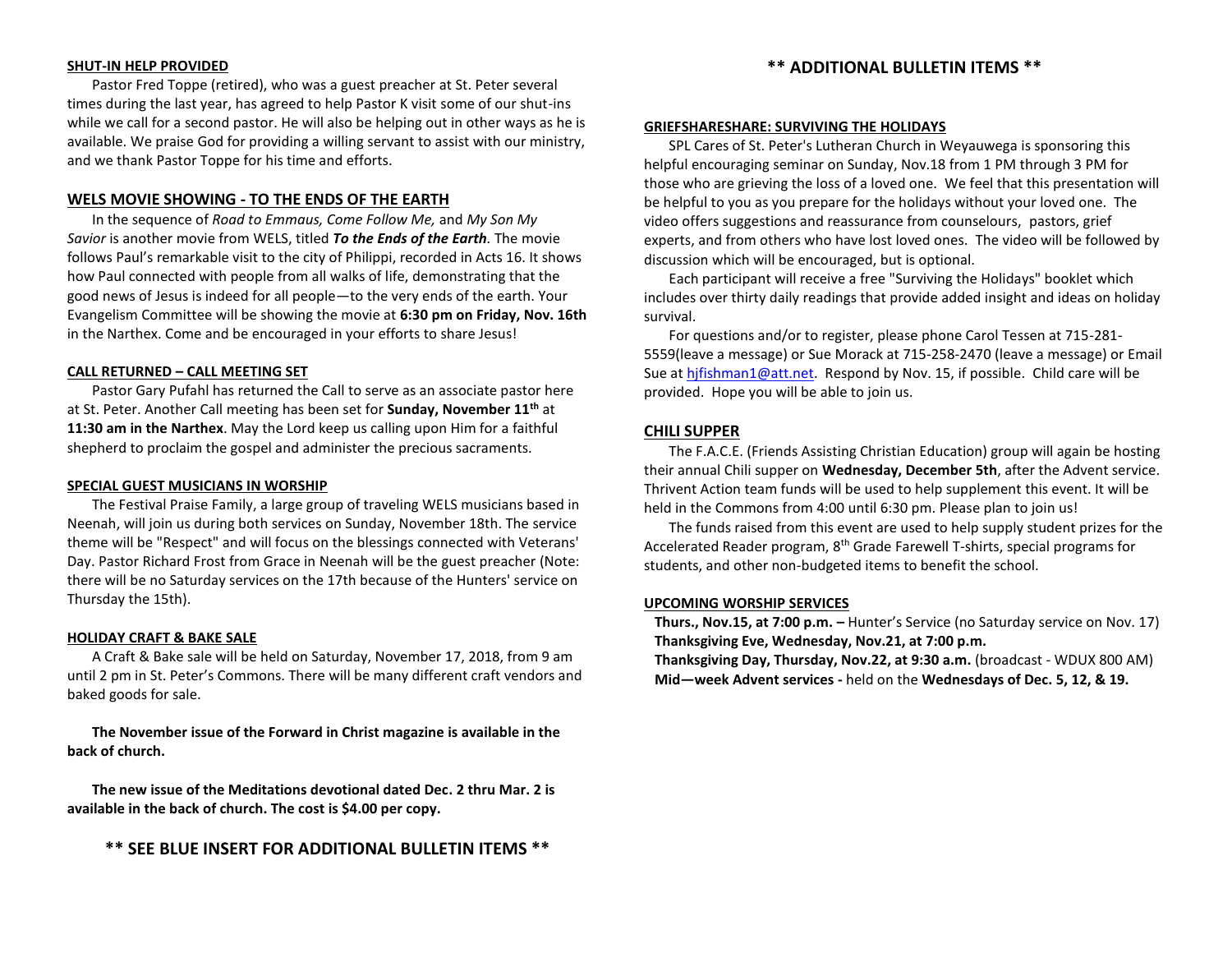#### SHUT-IN HELP PROVIDED

Pastor Fred Toppe (retired), who was a guest preacher at St. Peter several times during the last year, has agreed to help Pastor K visit some of our shut-ins while we call for a second pastor. He will also be helping out in other ways as he is available. We praise God for providing a willing servant to assist with our ministry, and we thank Pastor Toppe for his time and efforts.

## WELS MOVIE SHOWING - TO THE ENDS OF THE EARTH

In the sequence of *Road to Emmaus, Come Follow Me,* and *My Son My Savior* is another movie from WELS, titled ***To the Ends of the Earth***. The movie follows Paul's remarkable visit to the city of Philippi, recorded in Acts 16. It shows how Paul connected with people from all walks of life, demonstrating that the good news of Jesus is indeed for all people—to the very ends of the earth. Your Evangelism Committee will be showing the movie at **6:30 pm on Friday, Nov. 16th** in the Narthex. Come and be encouraged in your efforts to share Jesus!

#### CALL RETURNED – CALL MEETING SET

Pastor Gary Pufahl has returned the Call to serve as an associate pastor here at St. Peter. Another Call meeting has been set for **Sunday, November 11th** at **11:30 am in the Narthex**. May the Lord keep us calling upon Him for a faithful shepherd to proclaim the gospel and administer the precious sacraments.

#### SPECIAL GUEST MUSICIANS IN WORSHIP

The Festival Praise Family, a large group of traveling WELS musicians based in Neenah, will join us during both services on Sunday, November 18th. The service theme will be "Respect" and will focus on the blessings connected with Veterans' Day. Pastor Richard Frost from Grace in Neenah will be the guest preacher (Note: there will be no Saturday services on the 17th because of the Hunters' service on Thursday the 15th).

#### HOLIDAY CRAFT & BAKE SALE

A Craft & Bake sale will be held on Saturday, November 17, 2018, from 9 am until 2 pm in St. Peter's Commons. There will be many different craft vendors and baked goods for sale.

**The November issue of the Forward in Christ magazine is available in the back of church.**

**The new issue of the Meditations devotional dated Dec. 2 thru Mar. 2 is available in the back of church. The cost is $4.00 per copy.**

**\*\* SEE BLUE INSERT FOR ADDITIONAL BULLETIN ITEMS \*\***

## \*\* ADDITIONAL BULLETIN ITEMS \*\*

#### GRIEFSHARESHARE: SURVIVING THE HOLIDAYS

SPL Cares of St. Peter's Lutheran Church in Weyauwega is sponsoring this helpful encouraging seminar on Sunday, Nov.18 from 1 PM through 3 PM for those who are grieving the loss of a loved one. We feel that this presentation will be helpful to you as you prepare for the holidays without your loved one. The video offers suggestions and reassurance from counselours, pastors, grief experts, and from others who have lost loved ones. The video will be followed by discussion which will be encouraged, but is optional.

Each participant will receive a free "Surviving the Holidays" booklet which includes over thirty daily readings that provide added insight and ideas on holiday survival.

For questions and/or to register, please phone Carol Tessen at 715-281-5559(leave a message) or Sue Morack at 715-258-2470 (leave a message) or Email Sue at hjfishman1@att.net. Respond by Nov. 15, if possible. Child care will be provided. Hope you will be able to join us.

## CHILI SUPPER

The F.A.C.E. (Friends Assisting Christian Education) group will again be hosting their annual Chili supper on **Wednesday, December 5th**, after the Advent service. Thrivent Action team funds will be used to help supplement this event. It will be held in the Commons from 4:00 until 6:30 pm. Please plan to join us!

The funds raised from this event are used to help supply student prizes for the Accelerated Reader program, 8th Grade Farewell T-shirts, special programs for students, and other non-budgeted items to benefit the school.

#### UPCOMING WORSHIP SERVICES

**Thurs., Nov.15, at 7:00 p.m. –** Hunter's Service (no Saturday service on Nov. 17)
**Thanksgiving Eve, Wednesday, Nov.21, at 7:00 p.m.**
**Thanksgiving Day, Thursday, Nov.22, at 9:30 a.m.** (broadcast - WDUX 800 AM)
**Mid—week Advent services -** held on the **Wednesdays of Dec. 5, 12, & 19.**